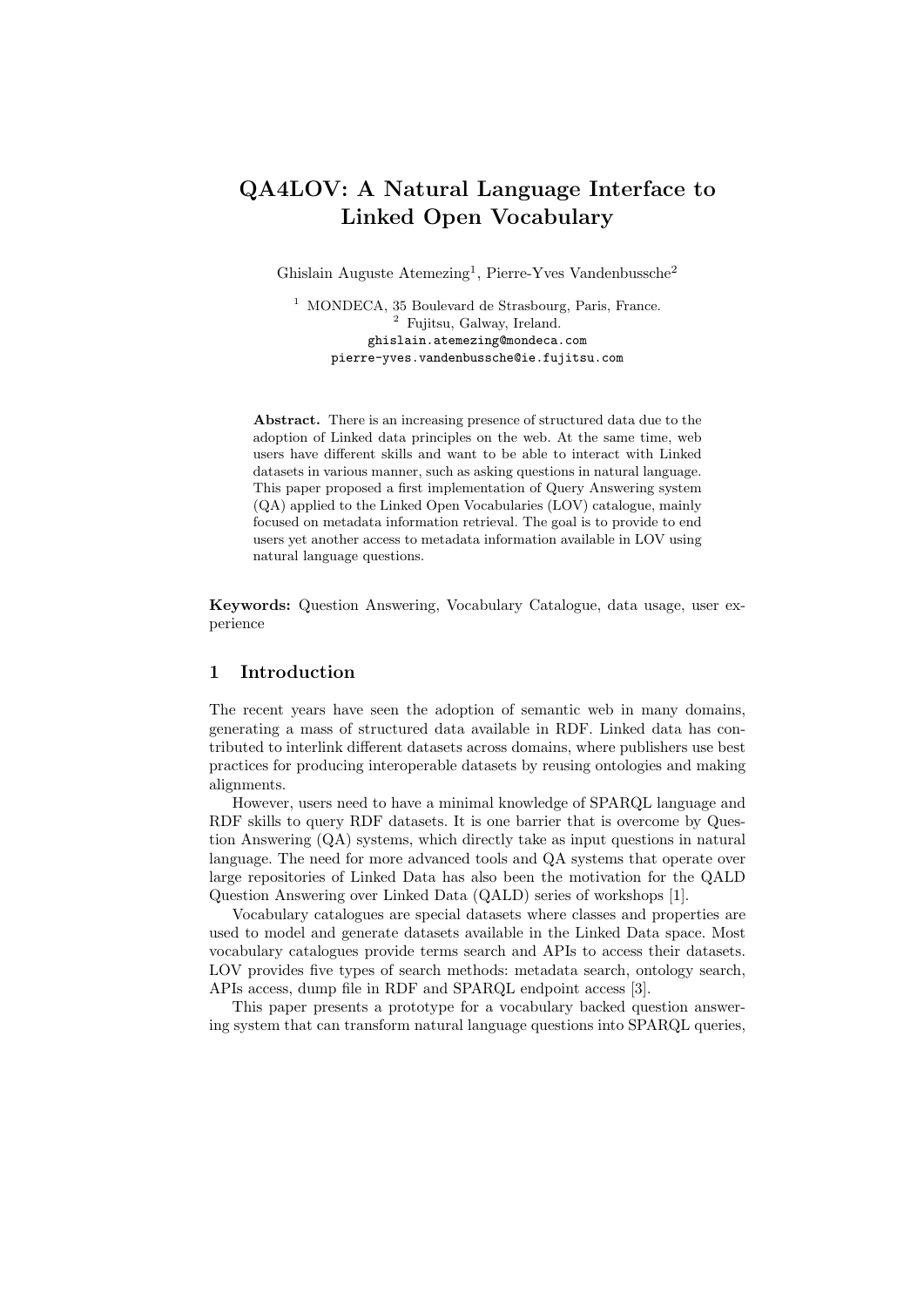# QA4LOV: A Natural Language Interface to Linked Open Vocabulary

Ghislain Auguste Atemezing[1], Pierre-Yves Vandenbussche[2]

[1] MONDECA, 35 Boulevard de Strasbourg, Paris, France.
[2] Fujitsu, Galway, Ireland.
ghislain.atemezing@mondeca.com
pierre-yves.vandenbussche@ie.fujitsu.com

**Abstract.** There is an increasing presence of structured data due to the adoption of Linked data principles on the web. At the same time, web users have different skills and want to be able to interact with Linked datasets in various manner, such as asking questions in natural language. This paper proposed a first implementation of Query Answering system (QA) applied to the Linked Open Vocabularies (LOV) catalogue, mainly focused on metadata information retrieval. The goal is to provide to end users yet another access to metadata information available in LOV using natural language questions.

**Keywords:** Question Answering, Vocabulary Catalogue, data usage, user experience

## 1 Introduction

The recent years have seen the adoption of semantic web in many domains, generating a mass of structured data available in RDF. Linked data has contributed to interlink different datasets across domains, where publishers use best practices for producing interoperable datasets by reusing ontologies and making alignments.

However, users need to have a minimal knowledge of SPARQL language and RDF skills to query RDF datasets. It is one barrier that is overcome by Question Answering (QA) systems, which directly take as input questions in natural language. The need for more advanced tools and QA systems that operate over large repositories of Linked Data has also been the motivation for the QALD Question Answering over Linked Data (QALD) series of workshops [1].

Vocabulary catalogues are special datasets where classes and properties are used to model and generate datasets available in the Linked Data space. Most vocabulary catalogues provide terms search and APIs to access their datasets. LOV provides five types of search methods: metadata search, ontology search, APIs access, dump file in RDF and SPARQL endpoint access [3].

This paper presents a prototype for a vocabulary backed question answering system that can transform natural language questions into SPARQL queries,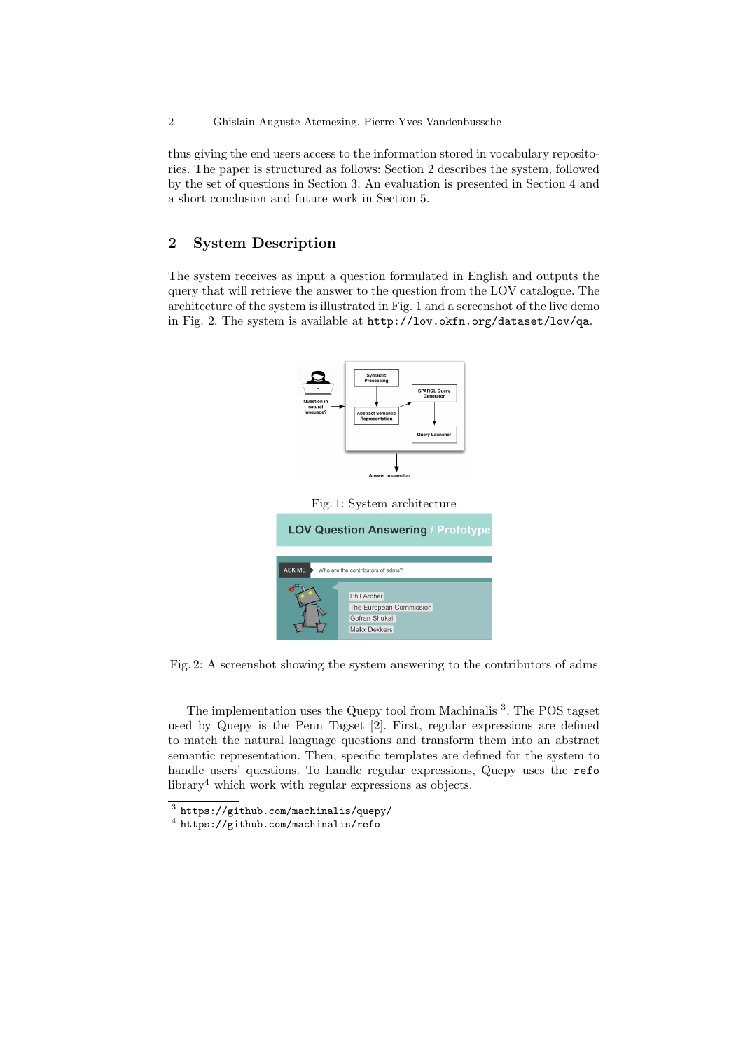thus giving the end users access to the information stored in vocabulary repositories. The paper is structured as follows: Section 2 describes the system, followed by the set of questions in Section 3. An evaluation is presented in Section 4 and a short conclusion and future work in Section 5.

## 2 System Description

The system receives as input a question formulated in English and outputs the query that will retrieve the answer to the question from the LOV catalogue. The architecture of the system is illustrated in Fig. 1 and a screenshot of the live demo in Fig. 2. The system is available at `http://lov.okfn.org/dataset/lov/qa`.

Fig. 1: System architecture

Fig. 2: A screenshot showing the system answering to the contributors of adms

The implementation uses the Quepy tool from Machinalis [3]. The POS tagset used by Quepy is the Penn Tagset [2]. First, regular expressions are defined to match the natural language questions and transform them into an abstract semantic representation. Then, specific templates are defined for the system to handle users' questions. To handle regular expressions, Quepy uses the `refo` library[4] which work with regular expressions as objects.

[3] `https://github.com/machinalis/quepy/`

[4] `https://github.com/machinalis/refo`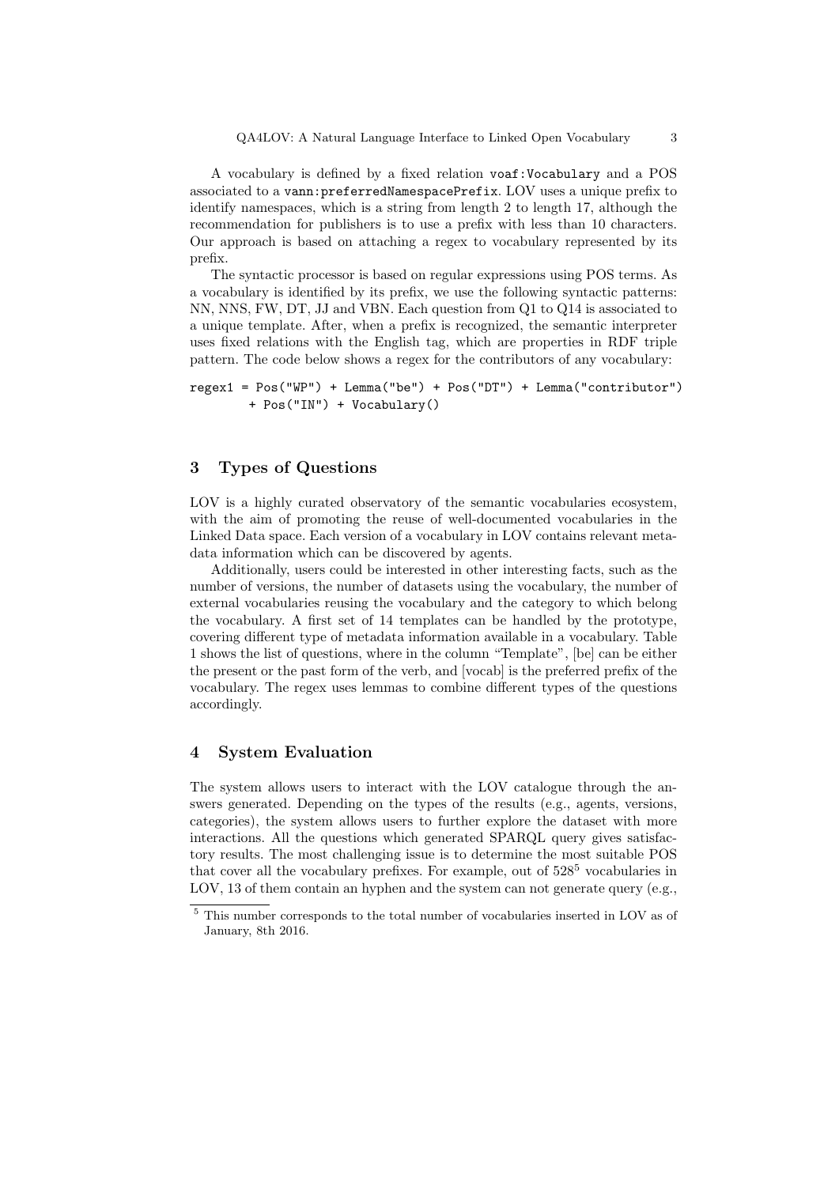A vocabulary is defined by a fixed relation `voaf:Vocabulary` and a POS associated to a `vann:preferredNamespacePrefix`. LOV uses a unique prefix to identify namespaces, which is a string from length 2 to length 17, although the recommendation for publishers is to use a prefix with less than 10 characters. Our approach is based on attaching a regex to vocabulary represented by its prefix.

The syntactic processor is based on regular expressions using POS terms. As a vocabulary is identified by its prefix, we use the following syntactic patterns: NN, NNS, FW, DT, JJ and VBN. Each question from Q1 to Q14 is associated to a unique template. After, when a prefix is recognized, the semantic interpreter uses fixed relations with the English tag, which are properties in RDF triple pattern. The code below shows a regex for the contributors of any vocabulary:

```
regex1 = Pos("WP") + Lemma("be") + Pos("DT") + Lemma("contributor")
         + Pos("IN") + Vocabulary()
```

## 3 Types of Questions

LOV is a highly curated observatory of the semantic vocabularies ecosystem, with the aim of promoting the reuse of well-documented vocabularies in the Linked Data space. Each version of a vocabulary in LOV contains relevant metadata information which can be discovered by agents.

Additionally, users could be interested in other interesting facts, such as the number of versions, the number of datasets using the vocabulary, the number of external vocabularies reusing the vocabulary and the category to which belong the vocabulary. A first set of 14 templates can be handled by the prototype, covering different type of metadata information available in a vocabulary. Table 1 shows the list of questions, where in the column "Template", [be] can be either the present or the past form of the verb, and [vocab] is the preferred prefix of the vocabulary. The regex uses lemmas to combine different types of the questions accordingly.

## 4 System Evaluation

The system allows users to interact with the LOV catalogue through the answers generated. Depending on the types of the results (e.g., agents, versions, categories), the system allows users to further explore the dataset with more interactions. All the questions which generated SPARQL query gives satisfactory results. The most challenging issue is to determine the most suitable POS that cover all the vocabulary prefixes. For example, out of 528[5] vocabularies in LOV, 13 of them contain an hyphen and the system can not generate query (e.g.,

[5] This number corresponds to the total number of vocabularies inserted in LOV as of January, 8th 2016.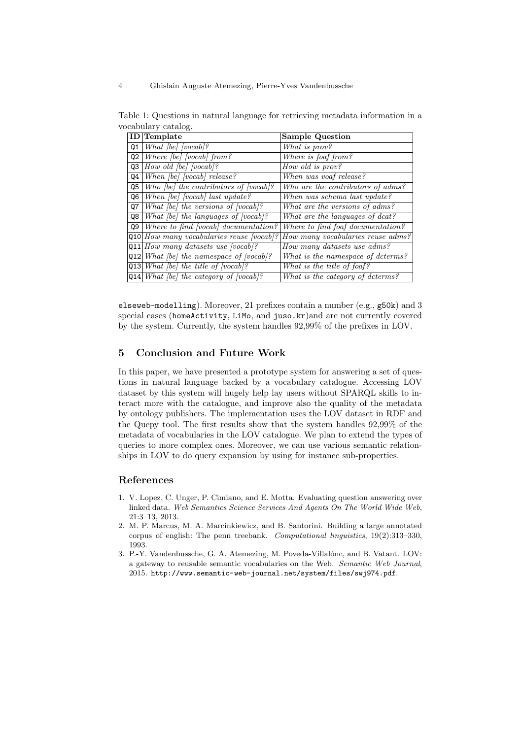Table 1: Questions in natural language for retrieving metadata information in a vocabulary catalog.

| ID | Template | Sample Question |
|---|---|---|
| Q1 | *What [be] [vocab]?* | *What is prov?* |
| Q2 | *Where [be] [vocab] from?* | *Where is foaf from?* |
| Q3 | *How old [be] [vocab]?* | *How old is prov?* |
| Q4 | *When [be] [vocab] release?* | *When was voaf release?* |
| Q5 | *Who [be] the contributors of [vocab]?* | *Who are the contributors of adms?* |
| Q6 | *When [be] [vocab] last update?* | *When was schema last update?* |
| Q7 | *What [be] the versions of [vocab]?* | *What are the versions of adms?* |
| Q8 | *What [be] the languages of [vocab]?* | *What are the languages of dcat?* |
| Q9 | *Where to find [vocab] documentation?* | *Where to find foaf documentation?* |
| Q10 | *How many vocabularies reuse [vocab]?* | *How many vocabularies reuse adms?* |
| Q11 | *How many datasets use [vocab]?* | *How many datasets use adms?* |
| Q12 | *What [be] the namespace of [vocab]?* | *What is the namespace of dcterms?* |
| Q13 | *What [be] the title of [vocab]?* | *What is the title of foaf?* |
| Q14 | *What [be] the category of [vocab]?* | *What is the category of dcterms?* |

`elseweb-modelling`). Moreover, 21 prefixes contain a number (e.g., `g50k`) and 3 special cases (`homeActivity`, `LiMo`, and `juso.kr`)and are not currently covered by the system. Currently, the system handles 92,99% of the prefixes in LOV.

## 5 Conclusion and Future Work

In this paper, we have presented a prototype system for answering a set of questions in natural language backed by a vocabulary catalogue. Accessing LOV dataset by this system will hugely help lay users without SPARQL skills to interact more with the catalogue, and improve also the quality of the metadata by ontology publishers. The implementation uses the LOV dataset in RDF and the Quepy tool. The first results show that the system handles 92,99% of the metadata of vocabularies in the LOV catalogue. We plan to extend the types of queries to more complex ones. Moreover, we can use various semantic relationships in LOV to do query expansion by using for instance sub-properties.

## References

1. V. Lopez, C. Unger, P. Cimiano, and E. Motta. Evaluating question answering over linked data. *Web Semantics Science Services And Agents On The World Wide Web*, 21:3–13, 2013.
2. M. P. Marcus, M. A. Marcinkiewicz, and B. Santorini. Building a large annotated corpus of english: The penn treebank. *Computational linguistics*, 19(2):313–330, 1993.
3. P.-Y. Vandenbussche, G. A. Atemezing, M. Poveda-Villalónc, and B. Vatant. LOV: a gateway to reusable semantic vocabularies on the Web. *Semantic Web Journal*, 2015. `http://www.semantic-web-journal.net/system/files/swj974.pdf`.